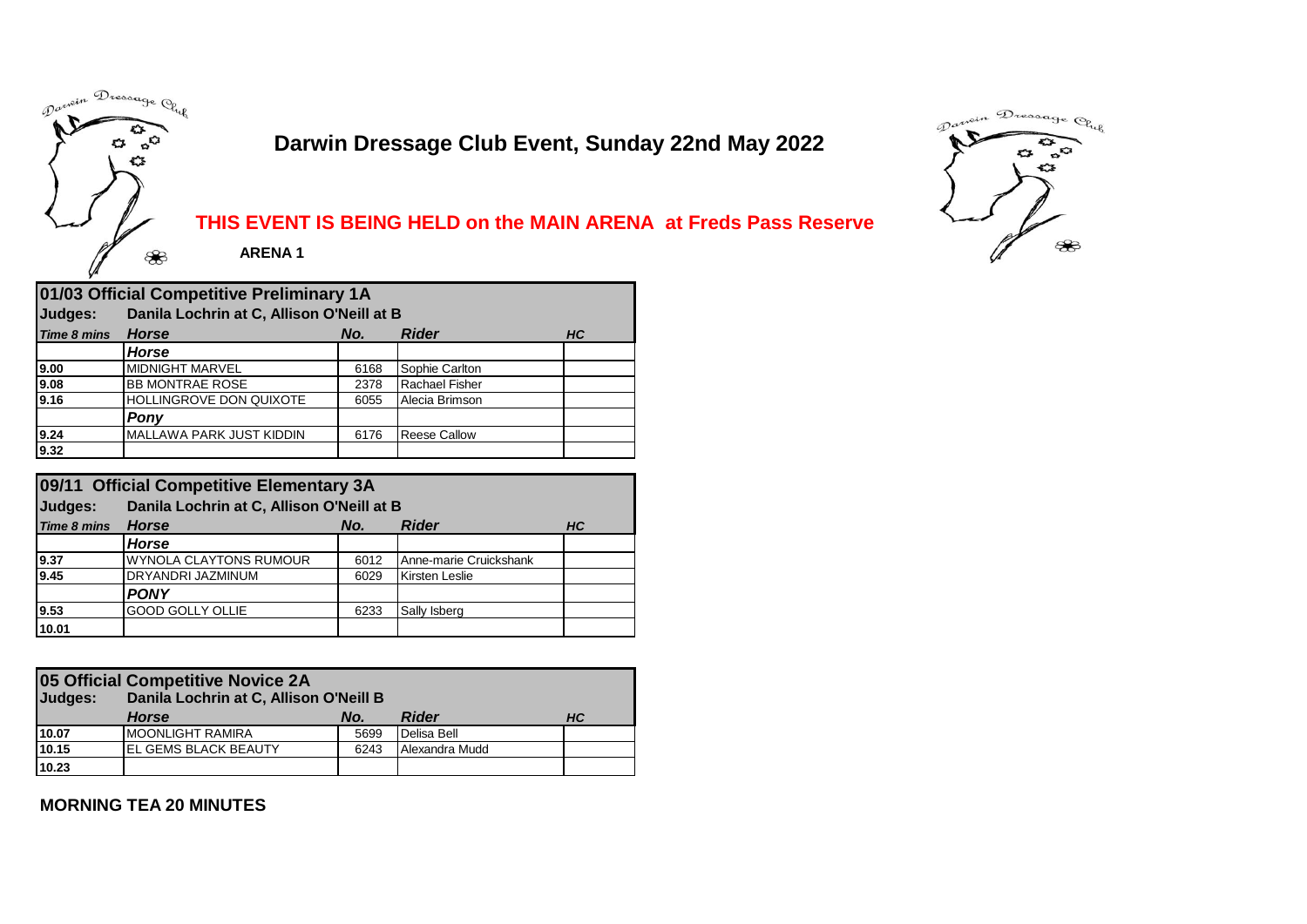# Darwin Dressage Club Event, Sunday 22nd May 2022

**THIS EVENT IS BEING HELD on the MAIN ARENA at Freds Pass Reserve**

**ARENA 1**

| **01/03 Official Competitive Preliminary 1A** | | | | |
|---|---|---|---|---|
| **Judges:** | **Danila Lochrin at C, Allison O'Neill at B** | | | |
| ***Time 8 mins*** | ***Horse*** | ***No.*** | ***Rider*** | ***HC*** |
| | ***Horse*** | | | |
| **9.00** | MIDNIGHT MARVEL | 6168 | Sophie Carlton | |
| **9.08** | BB MONTRAE ROSE | 2378 | Rachael Fisher | |
| **9.16** | HOLLINGROVE DON QUIXOTE | 6055 | Alecia Brimson | |
| | ***Pony*** | | | |
| **9.24** | MALLAWA PARK JUST KIDDIN | 6176 | Reese Callow | |
| **9.32** | | | | |

| **09/11 Official Competitive Elementary 3A** | | | | |
|---|---|---|---|---|
| **Judges:** | **Danila Lochrin at C, Allison O'Neill at B** | | | |
| ***Time 8 mins*** | ***Horse*** | ***No.*** | ***Rider*** | ***HC*** |
| | ***Horse*** | | | |
| **9.37** | WYNOLA CLAYTONS RUMOUR | 6012 | Anne-marie Cruickshank | |
| **9.45** | DRYANDRI JAZMINUM | 6029 | Kirsten Leslie | |
| | ***PONY*** | | | |
| **9.53** | GOOD GOLLY OLLIE | 6233 | Sally Isberg | |
| **10.01** | | | | |

| **05 Official Competitive Novice 2A** | | | | |
|---|---|---|---|---|
| **Judges:** | **Danila Lochrin at C, Allison O'Neill B** | | | |
| | ***Horse*** | ***No.*** | ***Rider*** | ***HC*** |
| **10.07** | MOONLIGHT RAMIRA | 5699 | Delisa Bell | |
| **10.15** | EL GEMS BLACK BEAUTY | 6243 | Alexandra Mudd | |
| **10.23** | | | | |

**MORNING TEA 20 MINUTES**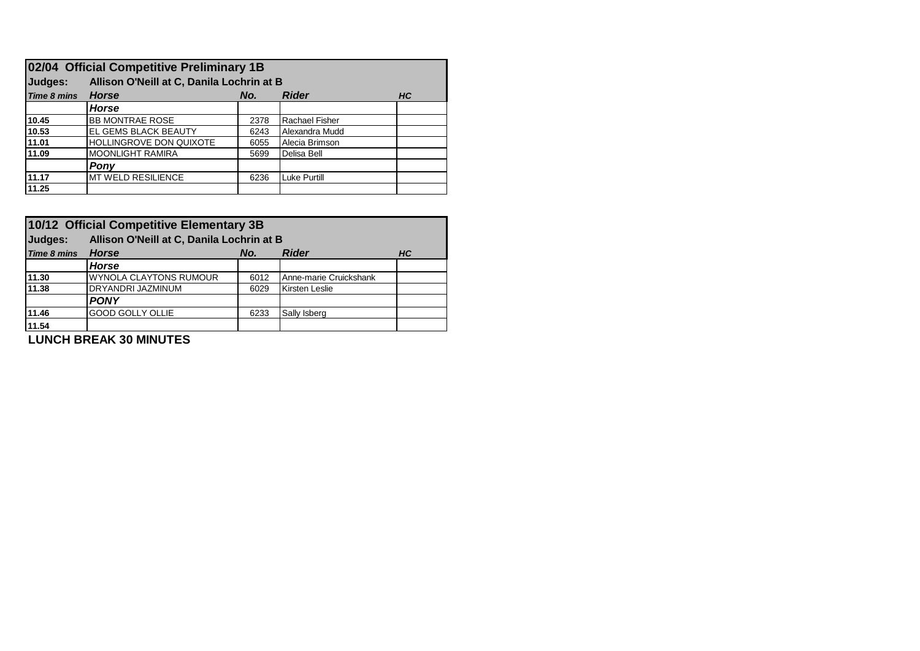| 02/04 Official Competitive Preliminary 1B | | | | |
|---|---|---|---|---|
| **Judges:** | **Allison O'Neill at C, Danila Lochrin at B** | | | |
| ***Time 8 mins*** | ***Horse*** | ***No.*** | ***Rider*** | ***HC*** |
| | ***Horse*** | | | |
| **10.45** | BB MONTRAE ROSE | 2378 | Rachael Fisher | |
| **10.53** | EL GEMS BLACK BEAUTY | 6243 | Alexandra Mudd | |
| **11.01** | HOLLINGROVE DON QUIXOTE | 6055 | Alecia Brimson | |
| **11.09** | MOONLIGHT RAMIRA | 5699 | Delisa Bell | |
| | ***Pony*** | | | |
| **11.17** | MT WELD RESILIENCE | 6236 | Luke Purtill | |
| **11.25** | | | | |

| 10/12 Official Competitive Elementary 3B | | | | |
|---|---|---|---|---|
| **Judges:** | **Allison O'Neill at C, Danila Lochrin at B** | | | |
| ***Time 8 mins*** | ***Horse*** | ***No.*** | ***Rider*** | ***HC*** |
| | ***Horse*** | | | |
| **11.30** | WYNOLA CLAYTONS RUMOUR | 6012 | Anne-marie Cruickshank | |
| **11.38** | DRYANDRI JAZMINUM | 6029 | Kirsten Leslie | |
| | ***PONY*** | | | |
| **11.46** | GOOD GOLLY OLLIE | 6233 | Sally Isberg | |
| **11.54** | | | | |

**LUNCH BREAK 30 MINUTES**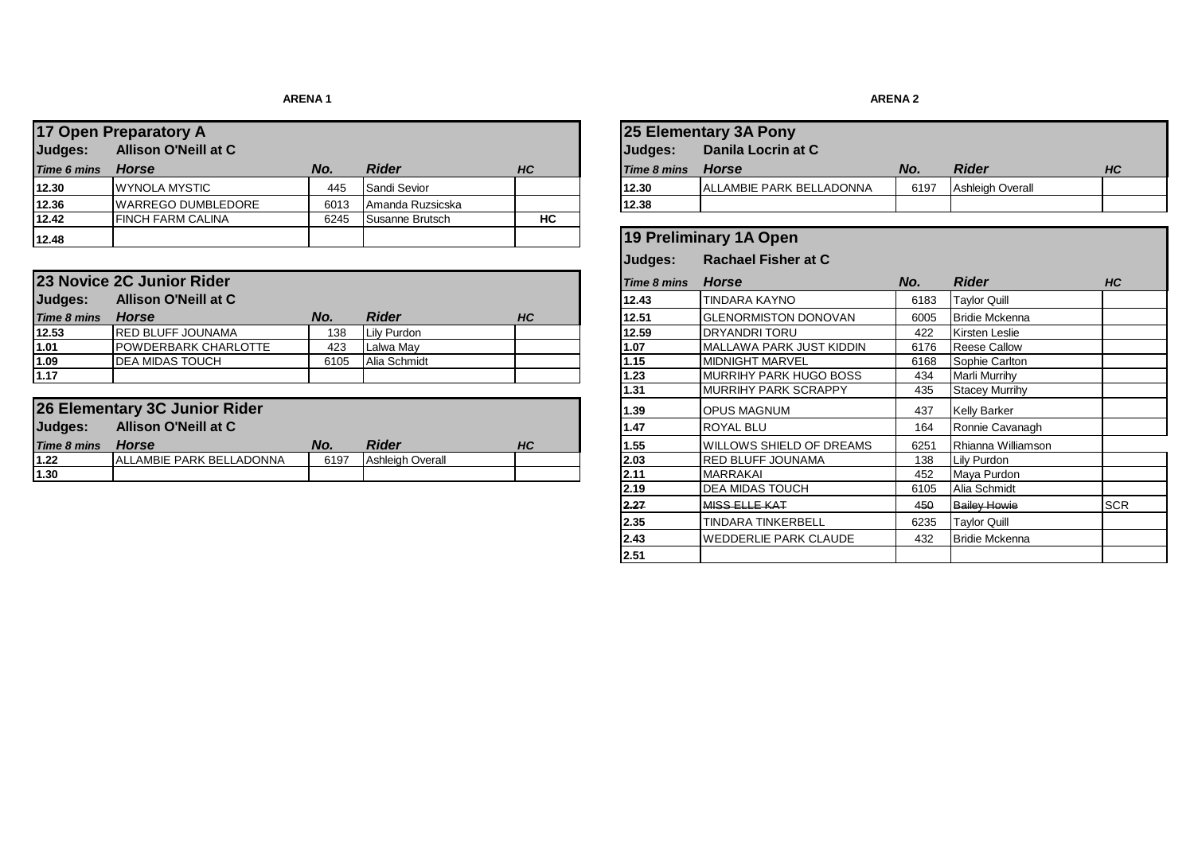## ARENA 1

### 17 Open Preparatory A

**Judges:** Allison O'Neill at C

| *Time 6 mins* | *Horse* | *No.* | *Rider* | *HC* |
|---|---|---|---|---|
| 12.30 | WYNOLA MYSTIC | 445 | Sandi Sevior | |
| 12.36 | WARREGO DUMBLEDORE | 6013 | Amanda Ruzsicska | |
| 12.42 | FINCH FARM CALINA | 6245 | Susanne Brutsch | HC |
| 12.48 | | | | |

### 23 Novice 2C Junior Rider

**Judges:** Allison O'Neill at C

| *Time 8 mins* | *Horse* | *No.* | *Rider* | *HC* |
|---|---|---|---|---|
| 12.53 | RED BLUFF JOUNAMA | 138 | Lily Purdon | |
| 1.01 | POWDERBARK CHARLOTTE | 423 | Lalwa May | |
| 1.09 | DEA MIDAS TOUCH | 6105 | Alia Schmidt | |
| 1.17 | | | | |

### 26 Elementary 3C Junior Rider

**Judges:** Allison O'Neill at C

| *Time 8 mins* | *Horse* | *No.* | *Rider* | *HC* |
|---|---|---|---|---|
| 1.22 | ALLAMBIE PARK BELLADONNA | 6197 | Ashleigh Overall | |
| 1.30 | | | | |

## ARENA 2

### 25 Elementary 3A Pony

**Judges:** Danila Locrin at C

| *Time 8 mins* | *Horse* | *No.* | *Rider* | *HC* |
|---|---|---|---|---|
| 12.30 | ALLAMBIE PARK BELLADONNA | 6197 | Ashleigh Overall | |
| 12.38 | | | | |

### 19 Preliminary 1A Open

**Judges:** Rachael Fisher at C

| *Time 8 mins* | *Horse* | *No.* | *Rider* | *HC* |
|---|---|---|---|---|
| 12.43 | TINDARA KAYNO | 6183 | Taylor Quill | |
| 12.51 | GLENORMISTON DONOVAN | 6005 | Bridie Mckenna | |
| 12.59 | DRYANDRI TORU | 422 | Kirsten Leslie | |
| 1.07 | MALLAWA PARK JUST KIDDIN | 6176 | Reese Callow | |
| 1.15 | MIDNIGHT MARVEL | 6168 | Sophie Carlton | |
| 1.23 | MURRIHY PARK HUGO BOSS | 434 | Marli Murrihy | |
| 1.31 | MURRIHY PARK SCRAPPY | 435 | Stacey Murrihy | |
| 1.39 | OPUS MAGNUM | 437 | Kelly Barker | |
| 1.47 | ROYAL BLU | 164 | Ronnie Cavanagh | |
| 1.55 | WILLOWS SHIELD OF DREAMS | 6251 | Rhianna Williamson | |
| 2.03 | RED BLUFF JOUNAMA | 138 | Lily Purdon | |
| 2.11 | MARRAKAI | 452 | Maya Purdon | |
| 2.19 | DEA MIDAS TOUCH | 6105 | Alia Schmidt | |
| ~~2.27~~ | ~~MISS ELLE KAT~~ | ~~450~~ | ~~Bailey Howie~~ | SCR |
| 2.35 | TINDARA TINKERBELL | 6235 | Taylor Quill | |
| 2.43 | WEDDERLIE PARK CLAUDE | 432 | Bridie Mckenna | |
| 2.51 | | | | |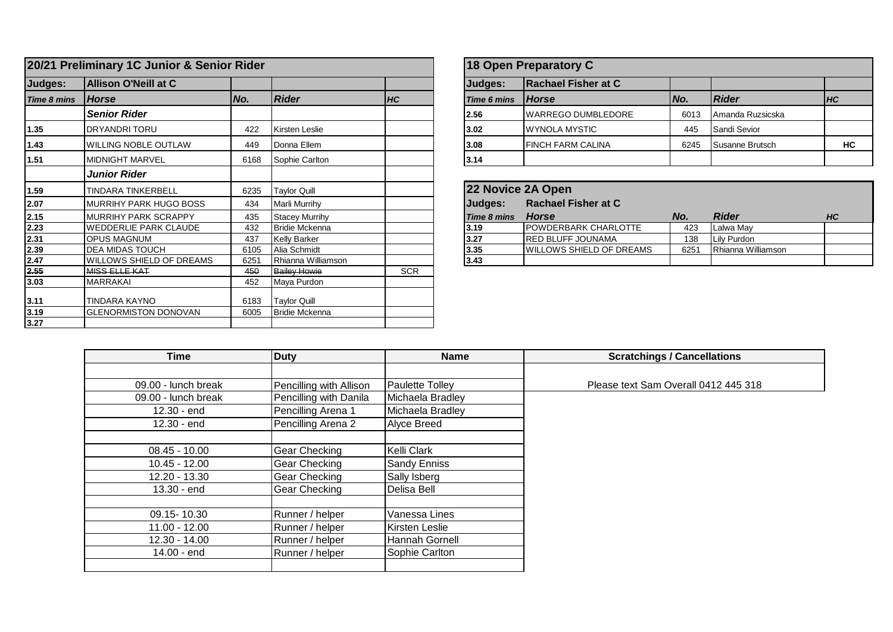## 20/21 Preliminary 1C Junior & Senior Rider

| Judges: | Allison O'Neill at C | | | |
|---|---|---|---|---|
| *Time 8 mins* | ***Horse*** | ***No.*** | ***Rider*** | ***HC*** |
| | ***Senior Rider*** | | | |
| 1.35 | DRYANDRI TORU | 422 | Kirsten Leslie | |
| 1.43 | WILLING NOBLE OUTLAW | 449 | Donna Ellem | |
| 1.51 | MIDNIGHT MARVEL | 6168 | Sophie Carlton | |
| | ***Junior Rider*** | | | |
| 1.59 | TINDARA TINKERBELL | 6235 | Taylor Quill | |
| 2.07 | MURRIHY PARK HUGO BOSS | 434 | Marli Murrihy | |
| 2.15 | MURRIHY PARK SCRAPPY | 435 | Stacey Murrihy | |
| 2.23 | WEDDERLIE PARK CLAUDE | 432 | Bridie Mckenna | |
| 2.31 | OPUS MAGNUM | 437 | Kelly Barker | |
| 2.39 | DEA MIDAS TOUCH | 6105 | Alia Schmidt | |
| 2.47 | WILLOWS SHIELD OF DREAMS | 6251 | Rhianna Williamson | |
| ~~2.55~~ | ~~MISS ELLE KAT~~ | ~~450~~ | ~~Bailey Howie~~ | SCR |
| 3.03 | MARRAKAI | 452 | Maya Purdon | |
| 3.11 | TINDARA KAYNO | 6183 | Taylor Quill | |
| 3.19 | GLENORMISTON DONOVAN | 6005 | Bridie Mckenna | |
| 3.27 | | | | |

## 18 Open Preparatory C

| Judges: | Rachael Fisher at C | | | |
|---|---|---|---|---|
| *Time 6 mins* | ***Horse*** | ***No.*** | ***Rider*** | ***HC*** |
| 2.56 | WARREGO DUMBLEDORE | 6013 | Amanda Ruzsicska | |
| 3.02 | WYNOLA MYSTIC | 445 | Sandi Sevior | |
| 3.08 | FINCH FARM CALINA | 6245 | Susanne Brutsch | HC |
| 3.14 | | | | |

## 22 Novice 2A Open

| Judges: | Rachael Fisher at C | | | |
|---|---|---|---|---|
| *Time 8 mins* | ***Horse*** | ***No.*** | ***Rider*** | ***HC*** |
| 3.19 | POWDERBARK CHARLOTTE | 423 | Lalwa May | |
| 3.27 | RED BLUFF JOUNAMA | 138 | Lily Purdon | |
| 3.35 | WILLOWS SHIELD OF DREAMS | 6251 | Rhianna Williamson | |
| 3.43 | | | | |

| Time | Duty | Name |
|---|---|---|
| | | |
| 09.00 - lunch break | Pencilling with Allison | Paulette Tolley |
| 09.00 - lunch break | Pencilling with Danila | Michaela Bradley |
| 12.30 - end | Pencilling Arena 1 | Michaela Bradley |
| 12.30 - end | Pencilling Arena 2 | Alyce Breed |
| | | |
| 08.45 - 10.00 | Gear Checking | Kelli Clark |
| 10.45 - 12.00 | Gear Checking | Sandy Enniss |
| 12.20 - 13.30 | Gear Checking | Sally Isberg |
| 13.30 - end | Gear Checking | Delisa Bell |
| | | |
| 09.15- 10.30 | Runner / helper | Vanessa Lines |
| 11.00 - 12.00 | Runner / helper | Kirsten Leslie |
| 12.30 - 14.00 | Runner / helper | Hannah Gornell |
| 14.00 - end | Runner / helper | Sophie Carlton |
| | | |

| Scratchings / Cancellations |
|---|
| |
| Please text Sam Overall 0412 445 318 |